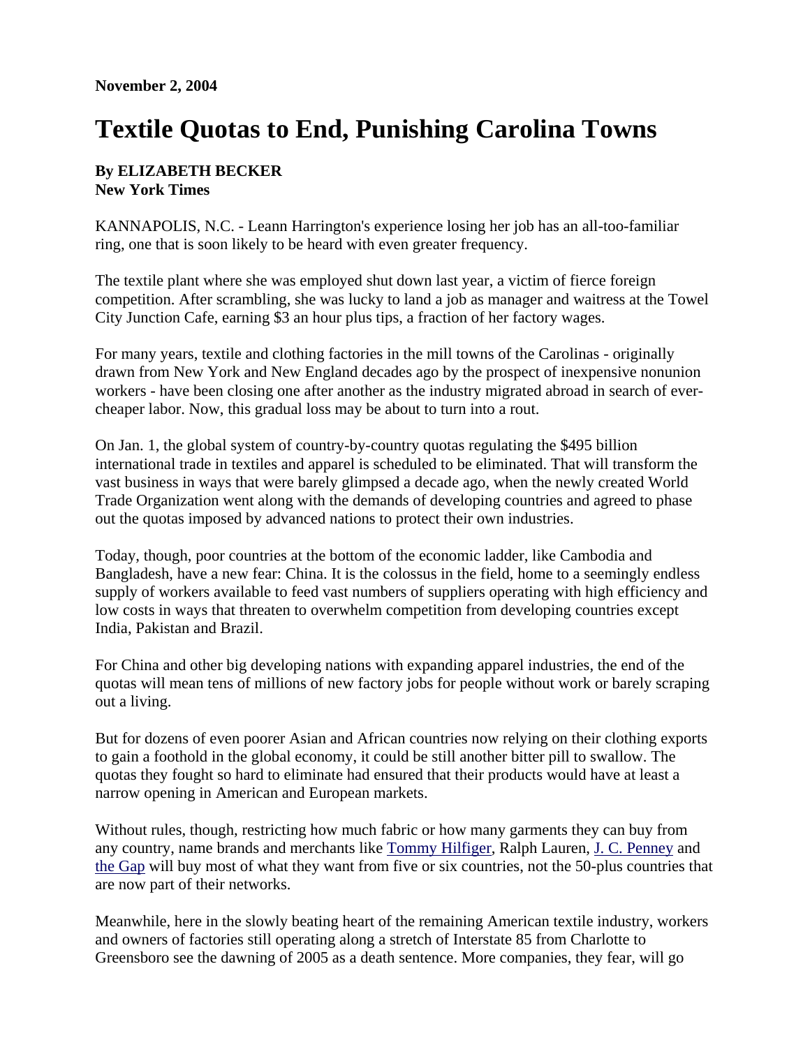**November 2, 2004**

# Textile Quotas to End, Punishing Carolina Towns

**By ELIZABETH BECKER**
**New York Times**

KANNAPOLIS, N.C. - Leann Harrington's experience losing her job has an all-too-familiar ring, one that is soon likely to be heard with even greater frequency.

The textile plant where she was employed shut down last year, a victim of fierce foreign competition. After scrambling, she was lucky to land a job as manager and waitress at the Towel City Junction Cafe, earning $3 an hour plus tips, a fraction of her factory wages.

For many years, textile and clothing factories in the mill towns of the Carolinas - originally drawn from New York and New England decades ago by the prospect of inexpensive nonunion workers - have been closing one after another as the industry migrated abroad in search of ever-cheaper labor. Now, this gradual loss may be about to turn into a rout.

On Jan. 1, the global system of country-by-country quotas regulating the $495 billion international trade in textiles and apparel is scheduled to be eliminated. That will transform the vast business in ways that were barely glimpsed a decade ago, when the newly created World Trade Organization went along with the demands of developing countries and agreed to phase out the quotas imposed by advanced nations to protect their own industries.

Today, though, poor countries at the bottom of the economic ladder, like Cambodia and Bangladesh, have a new fear: China. It is the colossus in the field, home to a seemingly endless supply of workers available to feed vast numbers of suppliers operating with high efficiency and low costs in ways that threaten to overwhelm competition from developing countries except India, Pakistan and Brazil.

For China and other big developing nations with expanding apparel industries, the end of the quotas will mean tens of millions of new factory jobs for people without work or barely scraping out a living.

But for dozens of even poorer Asian and African countries now relying on their clothing exports to gain a foothold in the global economy, it could be still another bitter pill to swallow. The quotas they fought so hard to eliminate had ensured that their products would have at least a narrow opening in American and European markets.

Without rules, though, restricting how much fabric or how many garments they can buy from any country, name brands and merchants like Tommy Hilfiger, Ralph Lauren, J. C. Penney and the Gap will buy most of what they want from five or six countries, not the 50-plus countries that are now part of their networks.

Meanwhile, here in the slowly beating heart of the remaining American textile industry, workers and owners of factories still operating along a stretch of Interstate 85 from Charlotte to Greensboro see the dawning of 2005 as a death sentence. More companies, they fear, will go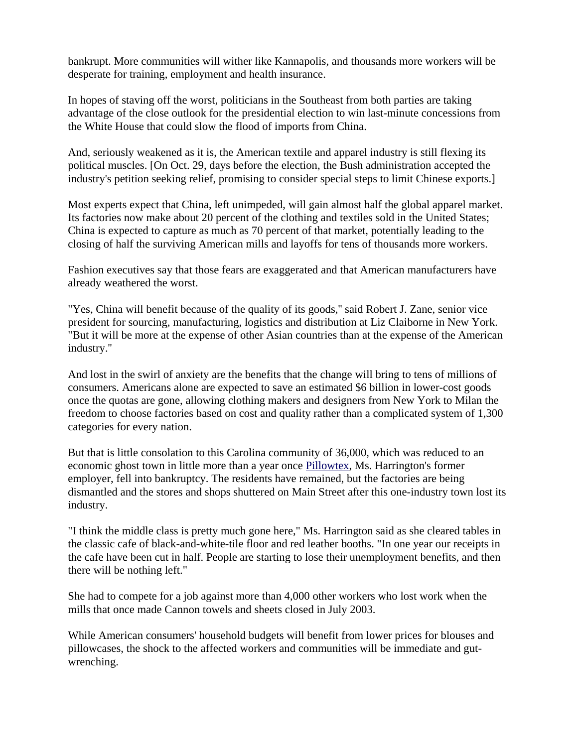bankrupt. More communities will wither like Kannapolis, and thousands more workers will be desperate for training, employment and health insurance.

In hopes of staving off the worst, politicians in the Southeast from both parties are taking advantage of the close outlook for the presidential election to win last-minute concessions from the White House that could slow the flood of imports from China.

And, seriously weakened as it is, the American textile and apparel industry is still flexing its political muscles. [On Oct. 29, days before the election, the Bush administration accepted the industry's petition seeking relief, promising to consider special steps to limit Chinese exports.]

Most experts expect that China, left unimpeded, will gain almost half the global apparel market. Its factories now make about 20 percent of the clothing and textiles sold in the United States; China is expected to capture as much as 70 percent of that market, potentially leading to the closing of half the surviving American mills and layoffs for tens of thousands more workers.

Fashion executives say that those fears are exaggerated and that American manufacturers have already weathered the worst.

"Yes, China will benefit because of the quality of its goods," said Robert J. Zane, senior vice president for sourcing, manufacturing, logistics and distribution at Liz Claiborne in New York. "But it will be more at the expense of other Asian countries than at the expense of the American industry."

And lost in the swirl of anxiety are the benefits that the change will bring to tens of millions of consumers. Americans alone are expected to save an estimated $6 billion in lower-cost goods once the quotas are gone, allowing clothing makers and designers from New York to Milan the freedom to choose factories based on cost and quality rather than a complicated system of 1,300 categories for every nation.

But that is little consolation to this Carolina community of 36,000, which was reduced to an economic ghost town in little more than a year once Pillowtex, Ms. Harrington's former employer, fell into bankruptcy. The residents have remained, but the factories are being dismantled and the stores and shops shuttered on Main Street after this one-industry town lost its industry.

"I think the middle class is pretty much gone here," Ms. Harrington said as she cleared tables in the classic cafe of black-and-white-tile floor and red leather booths. "In one year our receipts in the cafe have been cut in half. People are starting to lose their unemployment benefits, and then there will be nothing left."

She had to compete for a job against more than 4,000 other workers who lost work when the mills that once made Cannon towels and sheets closed in July 2003.

While American consumers' household budgets will benefit from lower prices for blouses and pillowcases, the shock to the affected workers and communities will be immediate and gut-wrenching.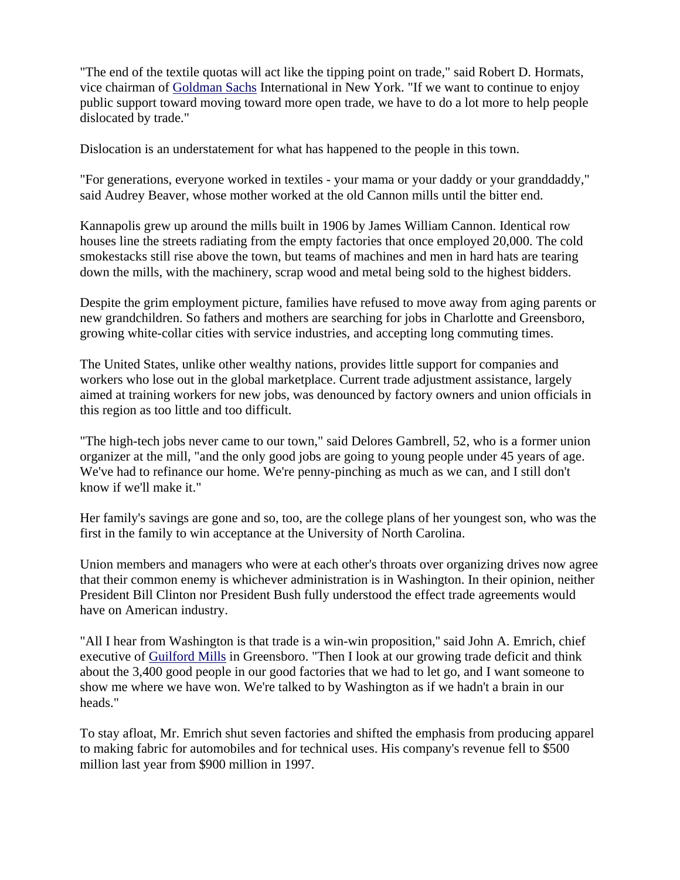"The end of the textile quotas will act like the tipping point on trade," said Robert D. Hormats, vice chairman of Goldman Sachs International in New York. "If we want to continue to enjoy public support toward moving toward more open trade, we have to do a lot more to help people dislocated by trade."

Dislocation is an understatement for what has happened to the people in this town.

"For generations, everyone worked in textiles - your mama or your daddy or your granddaddy," said Audrey Beaver, whose mother worked at the old Cannon mills until the bitter end.

Kannapolis grew up around the mills built in 1906 by James William Cannon. Identical row houses line the streets radiating from the empty factories that once employed 20,000. The cold smokestacks still rise above the town, but teams of machines and men in hard hats are tearing down the mills, with the machinery, scrap wood and metal being sold to the highest bidders.

Despite the grim employment picture, families have refused to move away from aging parents or new grandchildren. So fathers and mothers are searching for jobs in Charlotte and Greensboro, growing white-collar cities with service industries, and accepting long commuting times.

The United States, unlike other wealthy nations, provides little support for companies and workers who lose out in the global marketplace. Current trade adjustment assistance, largely aimed at training workers for new jobs, was denounced by factory owners and union officials in this region as too little and too difficult.

"The high-tech jobs never came to our town," said Delores Gambrell, 52, who is a former union organizer at the mill, "and the only good jobs are going to young people under 45 years of age. We've had to refinance our home. We're penny-pinching as much as we can, and I still don't know if we'll make it."

Her family's savings are gone and so, too, are the college plans of her youngest son, who was the first in the family to win acceptance at the University of North Carolina.

Union members and managers who were at each other's throats over organizing drives now agree that their common enemy is whichever administration is in Washington. In their opinion, neither President Bill Clinton nor President Bush fully understood the effect trade agreements would have on American industry.

"All I hear from Washington is that trade is a win-win proposition," said John A. Emrich, chief executive of Guilford Mills in Greensboro. "Then I look at our growing trade deficit and think about the 3,400 good people in our good factories that we had to let go, and I want someone to show me where we have won. We're talked to by Washington as if we hadn't a brain in our heads."

To stay afloat, Mr. Emrich shut seven factories and shifted the emphasis from producing apparel to making fabric for automobiles and for technical uses. His company's revenue fell to $500 million last year from $900 million in 1997.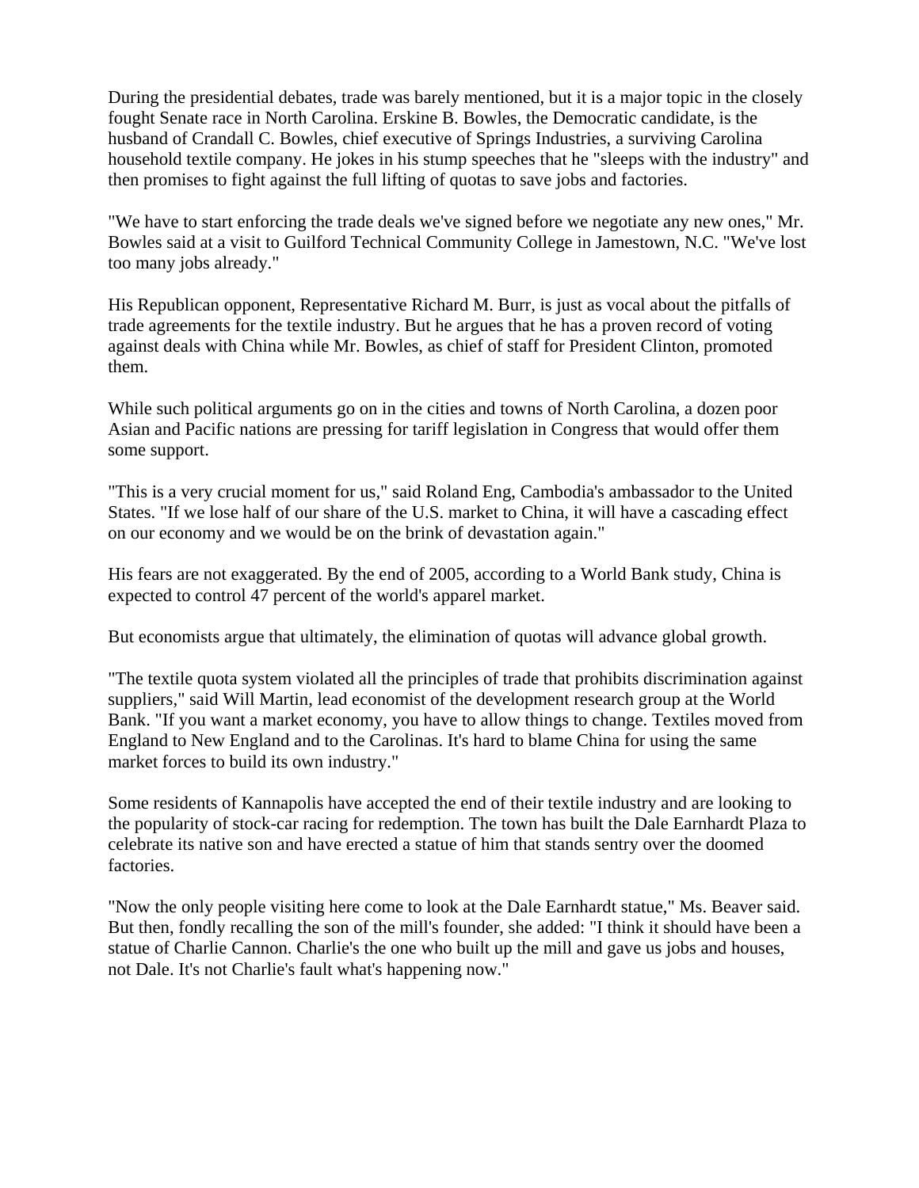During the presidential debates, trade was barely mentioned, but it is a major topic in the closely fought Senate race in North Carolina. Erskine B. Bowles, the Democratic candidate, is the husband of Crandall C. Bowles, chief executive of Springs Industries, a surviving Carolina household textile company. He jokes in his stump speeches that he "sleeps with the industry" and then promises to fight against the full lifting of quotas to save jobs and factories.

"We have to start enforcing the trade deals we've signed before we negotiate any new ones," Mr. Bowles said at a visit to Guilford Technical Community College in Jamestown, N.C. "We've lost too many jobs already."

His Republican opponent, Representative Richard M. Burr, is just as vocal about the pitfalls of trade agreements for the textile industry. But he argues that he has a proven record of voting against deals with China while Mr. Bowles, as chief of staff for President Clinton, promoted them.

While such political arguments go on in the cities and towns of North Carolina, a dozen poor Asian and Pacific nations are pressing for tariff legislation in Congress that would offer them some support.

"This is a very crucial moment for us," said Roland Eng, Cambodia's ambassador to the United States. "If we lose half of our share of the U.S. market to China, it will have a cascading effect on our economy and we would be on the brink of devastation again."

His fears are not exaggerated. By the end of 2005, according to a World Bank study, China is expected to control 47 percent of the world's apparel market.

But economists argue that ultimately, the elimination of quotas will advance global growth.

"The textile quota system violated all the principles of trade that prohibits discrimination against suppliers," said Will Martin, lead economist of the development research group at the World Bank. "If you want a market economy, you have to allow things to change. Textiles moved from England to New England and to the Carolinas. It's hard to blame China for using the same market forces to build its own industry."

Some residents of Kannapolis have accepted the end of their textile industry and are looking to the popularity of stock-car racing for redemption. The town has built the Dale Earnhardt Plaza to celebrate its native son and have erected a statue of him that stands sentry over the doomed factories.

"Now the only people visiting here come to look at the Dale Earnhardt statue," Ms. Beaver said. But then, fondly recalling the son of the mill's founder, she added: "I think it should have been a statue of Charlie Cannon. Charlie's the one who built up the mill and gave us jobs and houses, not Dale. It's not Charlie's fault what's happening now."